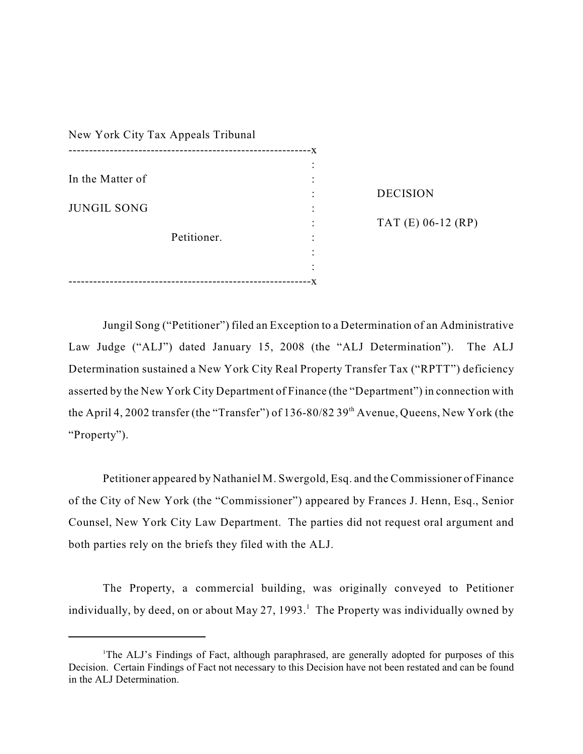New York City Tax Appeals Tribunal

| | | |
|---|---|---|
| In the Matter of | | DECISION |
| JUNGIL SONG | | TAT (E) 06-12 (RP) |
| Petitioner. | | |

Jungil Song ("Petitioner") filed an Exception to a Determination of an Administrative Law Judge ("ALJ") dated January 15, 2008 (the "ALJ Determination"). The ALJ Determination sustained a New York City Real Property Transfer Tax ("RPTT") deficiency asserted by the New York City Department of Finance (the "Department") in connection with the April 4, 2002 transfer (the "Transfer") of 136-80/82 39th Avenue, Queens, New York (the "Property").

Petitioner appeared by Nathaniel M. Swergold, Esq. and the Commissioner of Finance of the City of New York (the "Commissioner") appeared by Frances J. Henn, Esq., Senior Counsel, New York City Law Department. The parties did not request oral argument and both parties rely on the briefs they filed with the ALJ.

The Property, a commercial building, was originally conveyed to Petitioner individually, by deed, on or about May 27, 1993.[1] The Property was individually owned by

[1] The ALJ's Findings of Fact, although paraphrased, are generally adopted for purposes of this Decision. Certain Findings of Fact not necessary to this Decision have not been restated and can be found in the ALJ Determination.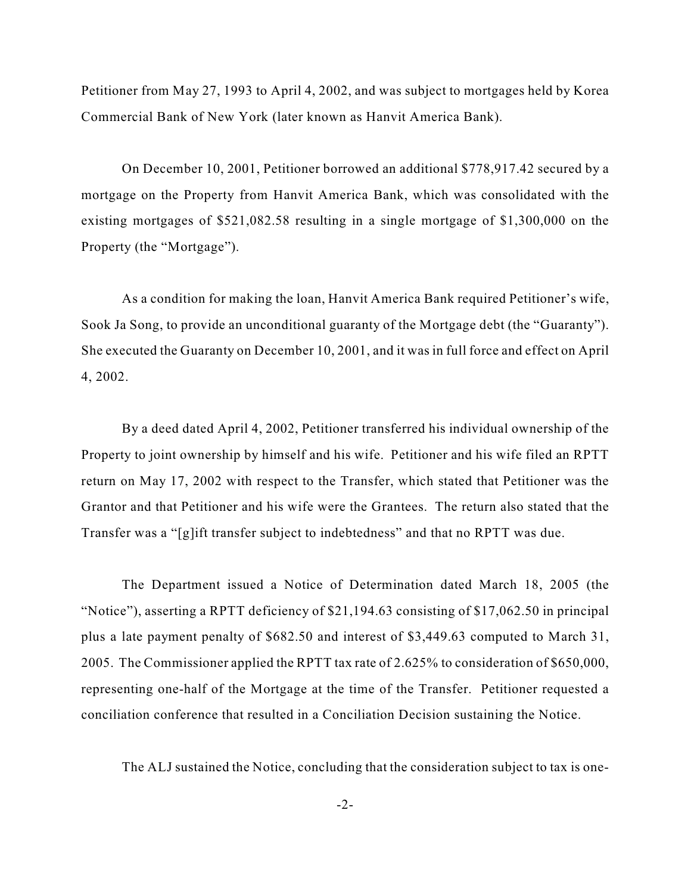Petitioner from May 27, 1993 to April 4, 2002, and was subject to mortgages held by Korea Commercial Bank of New York (later known as Hanvit America Bank).

On December 10, 2001, Petitioner borrowed an additional $778,917.42 secured by a mortgage on the Property from Hanvit America Bank, which was consolidated with the existing mortgages of $521,082.58 resulting in a single mortgage of $1,300,000 on the Property (the "Mortgage").

As a condition for making the loan, Hanvit America Bank required Petitioner's wife, Sook Ja Song, to provide an unconditional guaranty of the Mortgage debt (the "Guaranty"). She executed the Guaranty on December 10, 2001, and it was in full force and effect on April 4, 2002.

By a deed dated April 4, 2002, Petitioner transferred his individual ownership of the Property to joint ownership by himself and his wife. Petitioner and his wife filed an RPTT return on May 17, 2002 with respect to the Transfer, which stated that Petitioner was the Grantor and that Petitioner and his wife were the Grantees. The return also stated that the Transfer was a "[g]ift transfer subject to indebtedness" and that no RPTT was due.

The Department issued a Notice of Determination dated March 18, 2005 (the "Notice"), asserting a RPTT deficiency of $21,194.63 consisting of $17,062.50 in principal plus a late payment penalty of $682.50 and interest of $3,449.63 computed to March 31, 2005. The Commissioner applied the RPTT tax rate of 2.625% to consideration of $650,000, representing one-half of the Mortgage at the time of the Transfer. Petitioner requested a conciliation conference that resulted in a Conciliation Decision sustaining the Notice.

The ALJ sustained the Notice, concluding that the consideration subject to tax is one-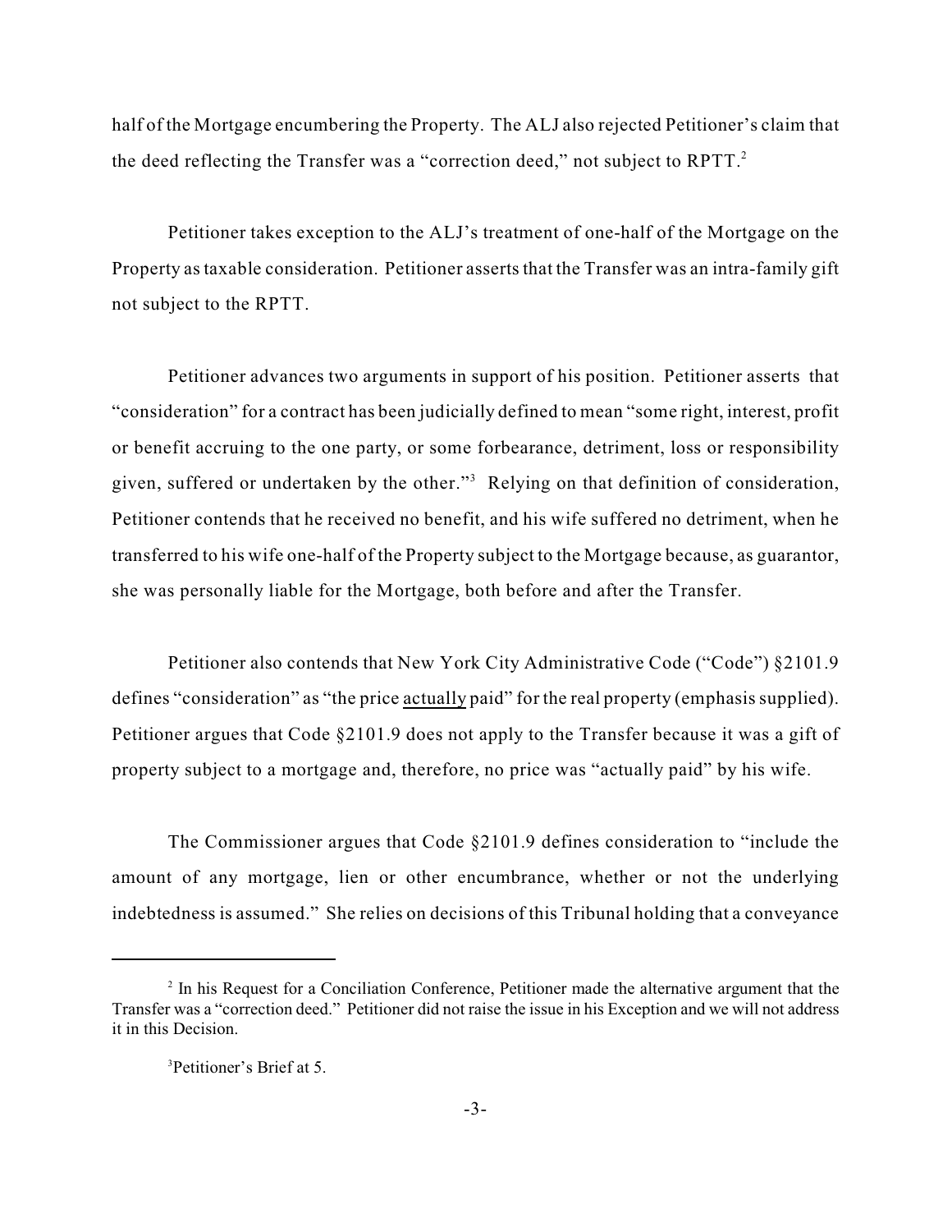half of the Mortgage encumbering the Property. The ALJ also rejected Petitioner's claim that the deed reflecting the Transfer was a "correction deed," not subject to RPTT.[2]

Petitioner takes exception to the ALJ's treatment of one-half of the Mortgage on the Property as taxable consideration. Petitioner asserts that the Transfer was an intra-family gift not subject to the RPTT.

Petitioner advances two arguments in support of his position. Petitioner asserts that "consideration" for a contract has been judicially defined to mean "some right, interest, profit or benefit accruing to the one party, or some forbearance, detriment, loss or responsibility given, suffered or undertaken by the other."[3] Relying on that definition of consideration, Petitioner contends that he received no benefit, and his wife suffered no detriment, when he transferred to his wife one-half of the Property subject to the Mortgage because, as guarantor, she was personally liable for the Mortgage, both before and after the Transfer.

Petitioner also contends that New York City Administrative Code ("Code") §2101.9 defines "consideration" as "the price <u>actually</u> paid" for the real property (emphasis supplied). Petitioner argues that Code §2101.9 does not apply to the Transfer because it was a gift of property subject to a mortgage and, therefore, no price was "actually paid" by his wife.

The Commissioner argues that Code §2101.9 defines consideration to "include the amount of any mortgage, lien or other encumbrance, whether or not the underlying indebtedness is assumed." She relies on decisions of this Tribunal holding that a conveyance

---

[2] In his Request for a Conciliation Conference, Petitioner made the alternative argument that the Transfer was a "correction deed." Petitioner did not raise the issue in his Exception and we will not address it in this Decision.

[3] Petitioner's Brief at 5.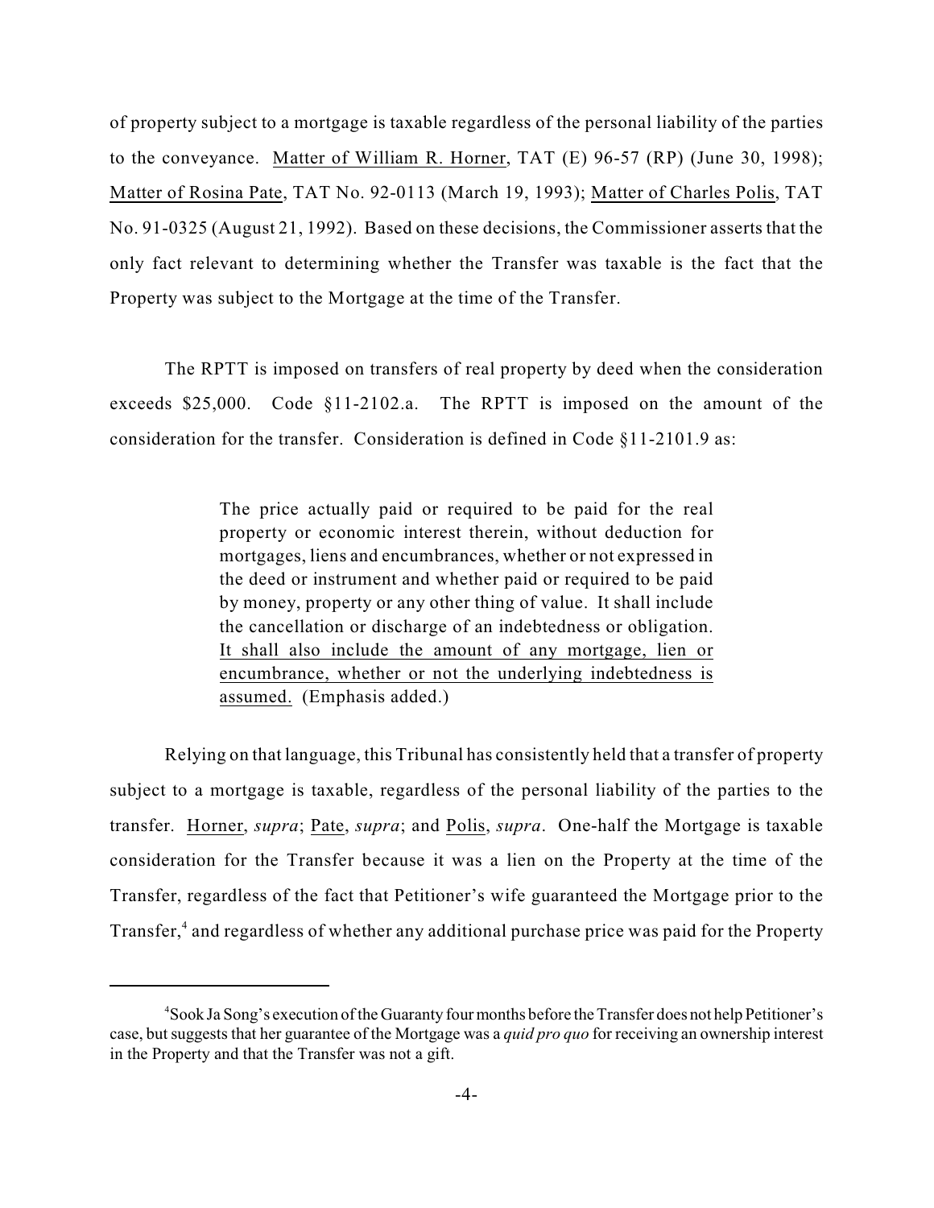of property subject to a mortgage is taxable regardless of the personal liability of the parties to the conveyance. Matter of William R. Horner, TAT (E) 96-57 (RP) (June 30, 1998); Matter of Rosina Pate, TAT No. 92-0113 (March 19, 1993); Matter of Charles Polis, TAT No. 91-0325 (August 21, 1992). Based on these decisions, the Commissioner asserts that the only fact relevant to determining whether the Transfer was taxable is the fact that the Property was subject to the Mortgage at the time of the Transfer.

The RPTT is imposed on transfers of real property by deed when the consideration exceeds $25,000. Code §11-2102.a. The RPTT is imposed on the amount of the consideration for the transfer. Consideration is defined in Code §11-2101.9 as:

> The price actually paid or required to be paid for the real property or economic interest therein, without deduction for mortgages, liens and encumbrances, whether or not expressed in the deed or instrument and whether paid or required to be paid by money, property or any other thing of value. It shall include the cancellation or discharge of an indebtedness or obligation. It shall also include the amount of any mortgage, lien or encumbrance, whether or not the underlying indebtedness is assumed. (Emphasis added.)

Relying on that language, this Tribunal has consistently held that a transfer of property subject to a mortgage is taxable, regardless of the personal liability of the parties to the transfer. Horner, *supra*; Pate, *supra*; and Polis, *supra*. One-half the Mortgage is taxable consideration for the Transfer because it was a lien on the Property at the time of the Transfer, regardless of the fact that Petitioner's wife guaranteed the Mortgage prior to the Transfer,[4] and regardless of whether any additional purchase price was paid for the Property

[4] Sook Ja Song's execution of the Guaranty four months before the Transfer does not help Petitioner's case, but suggests that her guarantee of the Mortgage was a *quid pro quo* for receiving an ownership interest in the Property and that the Transfer was not a gift.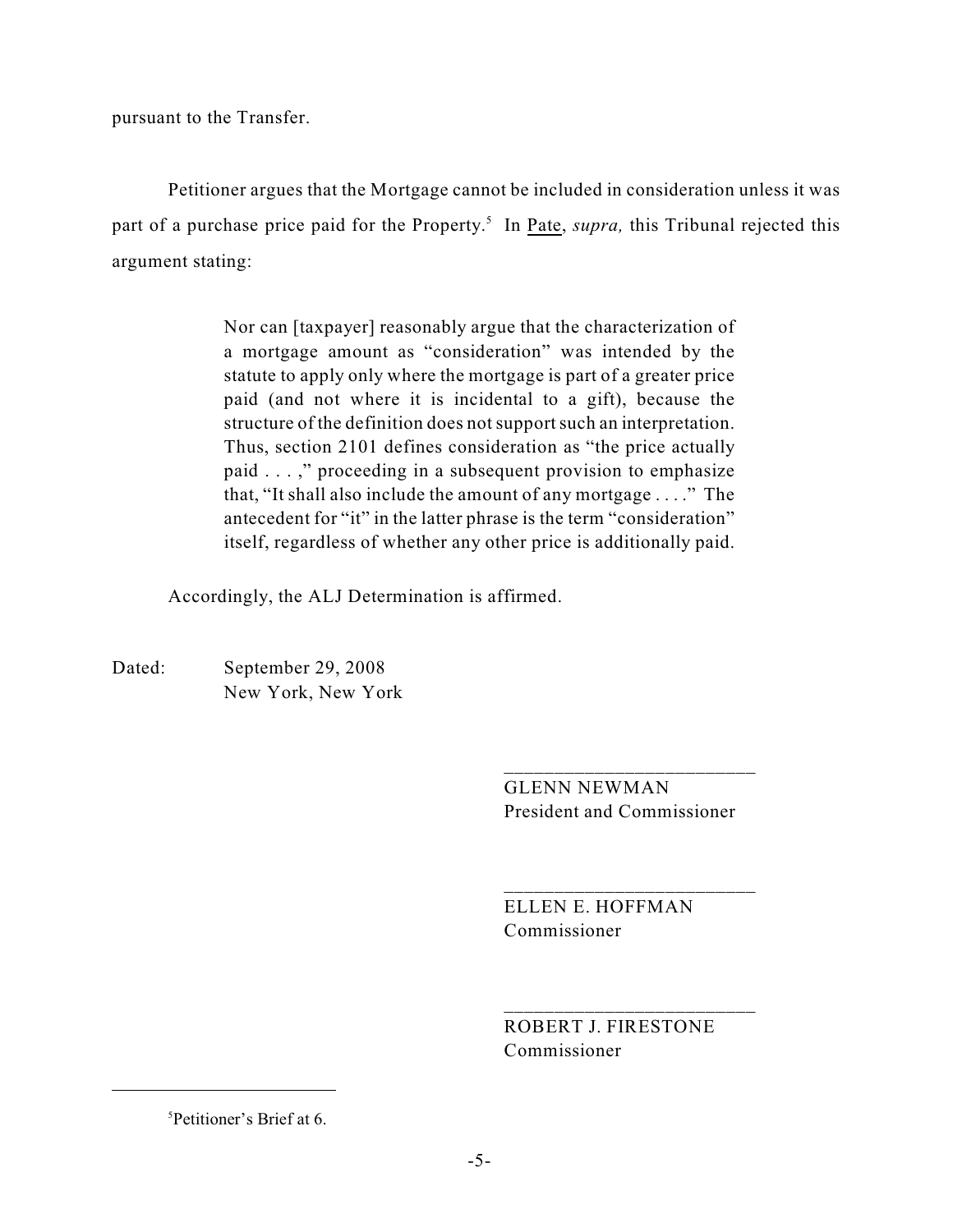pursuant to the Transfer.

Petitioner argues that the Mortgage cannot be included in consideration unless it was part of a purchase price paid for the Property.[5] In Pate, *supra,* this Tribunal rejected this argument stating:

> Nor can [taxpayer] reasonably argue that the characterization of a mortgage amount as "consideration" was intended by the statute to apply only where the mortgage is part of a greater price paid (and not where it is incidental to a gift), because the structure of the definition does not support such an interpretation. Thus, section 2101 defines consideration as "the price actually paid . . . ," proceeding in a subsequent provision to emphasize that, "It shall also include the amount of any mortgage . . . ." The antecedent for "it" in the latter phrase is the term "consideration" itself, regardless of whether any other price is additionally paid.

Accordingly, the ALJ Determination is affirmed.

Dated: September 29, 2008
New York, New York

_________________________
GLENN NEWMAN
President and Commissioner

_________________________
ELLEN E. HOFFMAN
Commissioner

_________________________
ROBERT J. FIRESTONE
Commissioner

---

[5]Petitioner's Brief at 6.